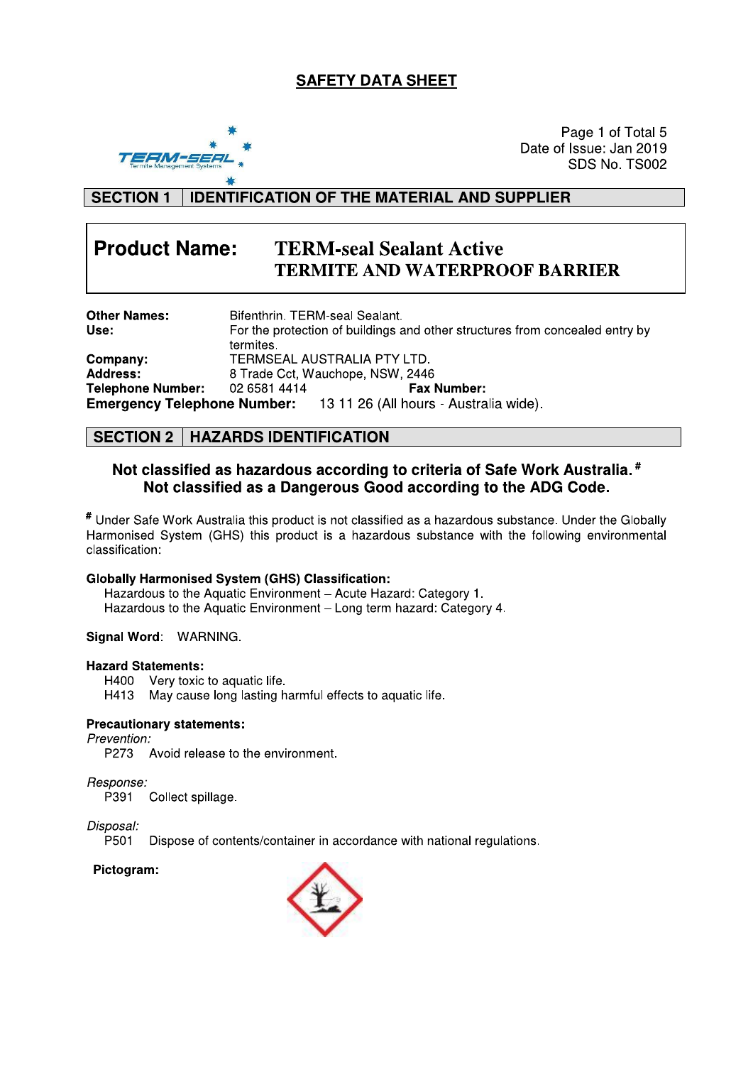# SAFETY DATA SHEET

Date of Issue: Jan 2019
SDS No. TS002

## SECTION 1 IDENTIFICATION OF THE MATERIAL AND SUPPLIER

**Product Name:** **TERM-seal Sealant Active**
**TERMITE AND WATERPROOF BARRIER**

**Other Names:** Bifenthrin. TERM-seal Sealant.
**Use:** For the protection of buildings and other structures from concealed entry by termites.
**Company:** TERMSEAL AUSTRALIA PTY LTD.
**Address:** 8 Trade Cct, Wauchope, NSW, 2446
**Telephone Number:** 02 6581 4414 **Fax Number:**
**Emergency Telephone Number:** 13 11 26 (All hours - Australia wide).

## SECTION 2 HAZARDS IDENTIFICATION

**Not classified as hazardous according to criteria of Safe Work Australia.** #
**Not classified as a Dangerous Good according to the ADG Code.**

# Under Safe Work Australia this product is not classified as a hazardous substance. Under the Globally Harmonised System (GHS) this product is a hazardous substance with the following environmental classification:

**Globally Harmonised System (GHS) Classification:**
Hazardous to the Aquatic Environment – Acute Hazard: Category 1.
Hazardous to the Aquatic Environment – Long term hazard: Category 4.

**Signal Word**: WARNING.

**Hazard Statements:**
H400 Very toxic to aquatic life.
H413 May cause long lasting harmful effects to aquatic life.

**Precautionary statements:**
*Prevention:*
P273 Avoid release to the environment.

*Response:*
P391 Collect spillage.

*Disposal:*
P501 Dispose of contents/container in accordance with national regulations.

**Pictogram:**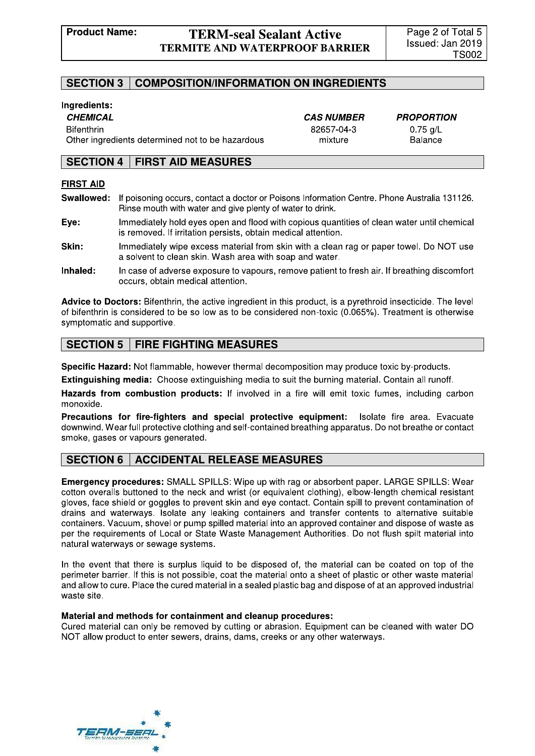## SECTION 3 | COMPOSITION/INFORMATION ON INGREDIENTS

**Ingredients:**

| *CHEMICAL* | *CAS NUMBER* | *PROPORTION* |
|---|---|---|
| Bifenthrin | 82657-04-3 | 0.75 g/L |
| Other ingredients determined not to be hazardous | mixture | Balance |

## SECTION 4 | FIRST AID MEASURES

**FIRST AID**

**Swallowed:** If poisoning occurs, contact a doctor or Poisons Information Centre. Phone Australia 131126. Rinse mouth with water and give plenty of water to drink.

**Eye:** Immediately hold eyes open and flood with copious quantities of clean water until chemical is removed. If irritation persists, obtain medical attention.

**Skin:** Immediately wipe excess material from skin with a clean rag or paper towel. Do NOT use a solvent to clean skin. Wash area with soap and water.

**Inhaled:** In case of adverse exposure to vapours, remove patient to fresh air. If breathing discomfort occurs, obtain medical attention.

**Advice to Doctors:** Bifenthrin, the active ingredient in this product, is a pyrethroid insecticide. The level of bifenthrin is considered to be so low as to be considered non-toxic (0.065%). Treatment is otherwise symptomatic and supportive.

## SECTION 5 | FIRE FIGHTING MEASURES

**Specific Hazard:** Not flammable, however thermal decomposition may produce toxic by-products.

**Extinguishing media:** Choose extinguishing media to suit the burning material. Contain all runoff.

**Hazards from combustion products:** If involved in a fire will emit toxic fumes, including carbon monoxide.

**Precautions for fire-fighters and special protective equipment:** Isolate fire area. Evacuate downwind. Wear full protective clothing and self-contained breathing apparatus. Do not breathe or contact smoke, gases or vapours generated.

## SECTION 6 | ACCIDENTAL RELEASE MEASURES

**Emergency procedures:** SMALL SPILLS: Wipe up with rag or absorbent paper. LARGE SPILLS: Wear cotton overalls buttoned to the neck and wrist (or equivalent clothing), elbow-length chemical resistant gloves, face shield or goggles to prevent skin and eye contact. Contain spill to prevent contamination of drains and waterways. Isolate any leaking containers and transfer contents to alternative suitable containers. Vacuum, shovel or pump spilled material into an approved container and dispose of waste as per the requirements of Local or State Waste Management Authorities. Do not flush spilt material into natural waterways or sewage systems.

In the event that there is surplus liquid to be disposed of, the material can be coated on top of the perimeter barrier. If this is not possible, coat the material onto a sheet of plastic or other waste material and allow to cure. Place the cured material in a sealed plastic bag and dispose of at an approved industrial waste site.

**Material and methods for containment and cleanup procedures:**

Cured material can only be removed by cutting or abrasion. Equipment can be cleaned with water DO NOT allow product to enter sewers, drains, dams, creeks or any other waterways.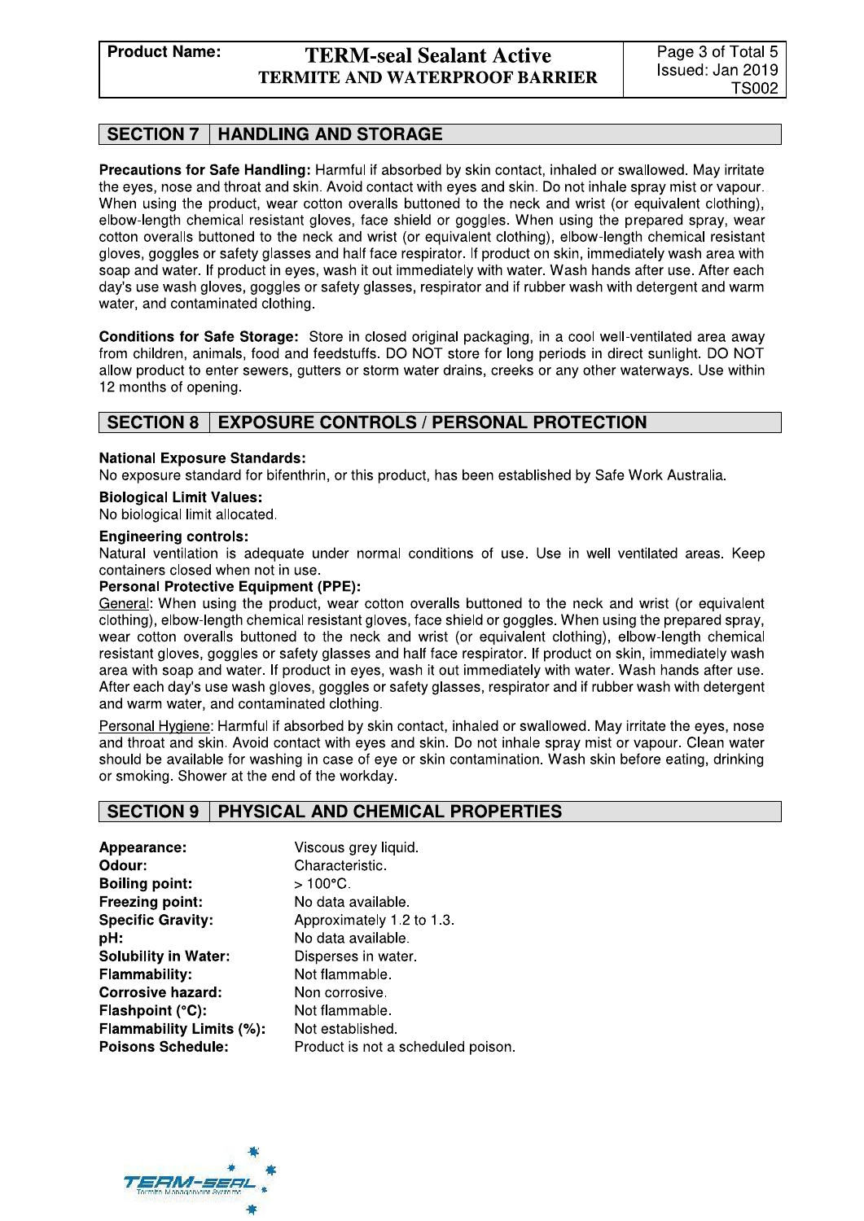## SECTION 7 | HANDLING AND STORAGE

**Precautions for Safe Handling:** Harmful if absorbed by skin contact, inhaled or swallowed. May irritate the eyes, nose and throat and skin. Avoid contact with eyes and skin. Do not inhale spray mist or vapour. When using the product, wear cotton overalls buttoned to the neck and wrist (or equivalent clothing), elbow-length chemical resistant gloves, face shield or goggles. When using the prepared spray, wear cotton overalls buttoned to the neck and wrist (or equivalent clothing), elbow-length chemical resistant gloves, goggles or safety glasses and half face respirator. If product on skin, immediately wash area with soap and water. If product in eyes, wash it out immediately with water. Wash hands after use. After each day's use wash gloves, goggles or safety glasses, respirator and if rubber wash with detergent and warm water, and contaminated clothing.

**Conditions for Safe Storage:** Store in closed original packaging, in a cool well-ventilated area away from children, animals, food and feedstuffs. DO NOT store for long periods in direct sunlight. DO NOT allow product to enter sewers, gutters or storm water drains, creeks or any other waterways. Use within 12 months of opening.

## SECTION 8 | EXPOSURE CONTROLS / PERSONAL PROTECTION

**National Exposure Standards:**
No exposure standard for bifenthrin, or this product, has been established by Safe Work Australia.

**Biological Limit Values:**
No biological limit allocated.

**Engineering controls:**
Natural ventilation is adequate under normal conditions of use. Use in well ventilated areas. Keep containers closed when not in use.

**Personal Protective Equipment (PPE):**
General: When using the product, wear cotton overalls buttoned to the neck and wrist (or equivalent clothing), elbow-length chemical resistant gloves, face shield or goggles. When using the prepared spray, wear cotton overalls buttoned to the neck and wrist (or equivalent clothing), elbow-length chemical resistant gloves, goggles or safety glasses and half face respirator. If product on skin, immediately wash area with soap and water. If product in eyes, wash it out immediately with water. Wash hands after use. After each day's use wash gloves, goggles or safety glasses, respirator and if rubber wash with detergent and warm water, and contaminated clothing.

Personal Hygiene: Harmful if absorbed by skin contact, inhaled or swallowed. May irritate the eyes, nose and throat and skin. Avoid contact with eyes and skin. Do not inhale spray mist or vapour. Clean water should be available for washing in case of eye or skin contamination. Wash skin before eating, drinking or smoking. Shower at the end of the workday.

## SECTION 9 | PHYSICAL AND CHEMICAL PROPERTIES

| | |
|---|---|
| **Appearance:** | Viscous grey liquid. |
| **Odour:** | Characteristic. |
| **Boiling point:** | > 100°C. |
| **Freezing point:** | No data available. |
| **Specific Gravity:** | Approximately 1.2 to 1.3. |
| **pH:** | No data available. |
| **Solubility in Water:** | Disperses in water. |
| **Flammability:** | Not flammable. |
| **Corrosive hazard:** | Non corrosive. |
| **Flashpoint (°C):** | Not flammable. |
| **Flammability Limits (%):** | Not established. |
| **Poisons Schedule:** | Product is not a scheduled poison. |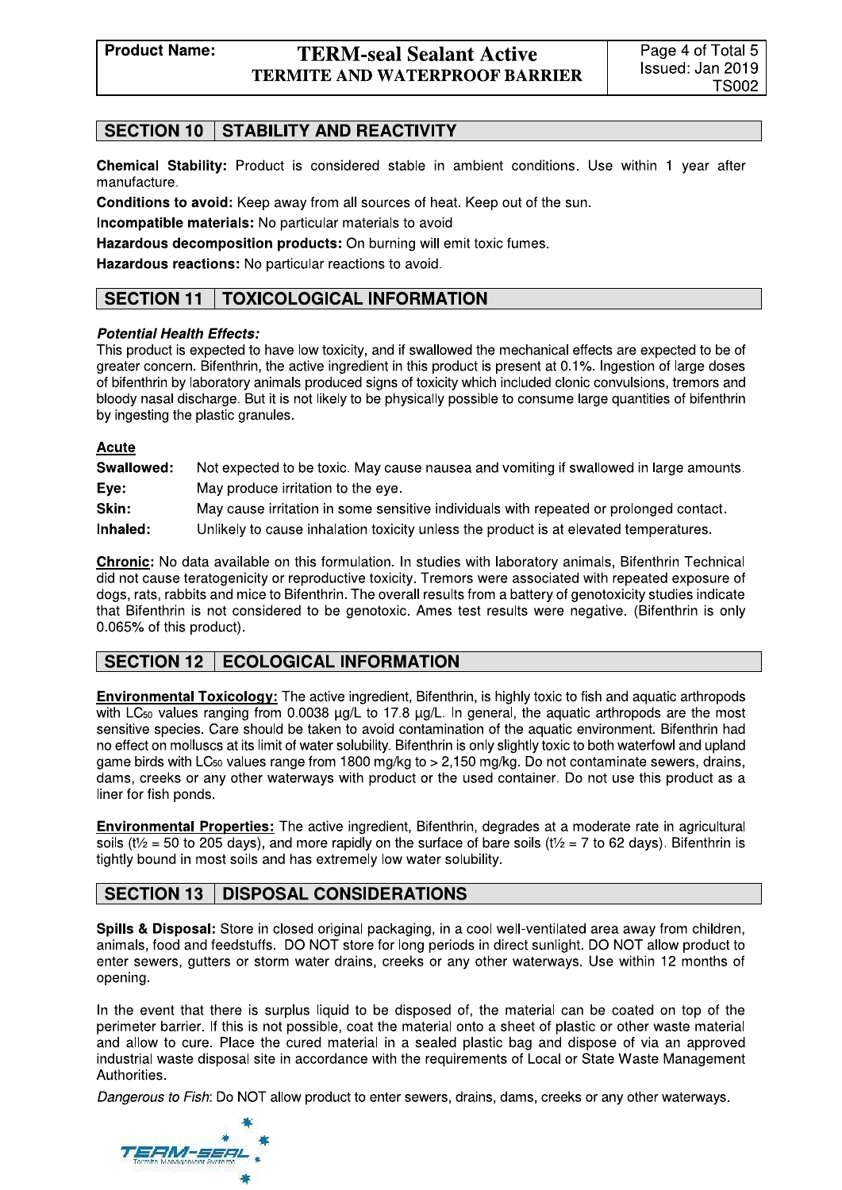## SECTION 10 | STABILITY AND REACTIVITY

**Chemical Stability:** Product is considered stable in ambient conditions. Use within 1 year after manufacture.

**Conditions to avoid:** Keep away from all sources of heat. Keep out of the sun.

**Incompatible materials:** No particular materials to avoid

**Hazardous decomposition products:** On burning will emit toxic fumes.

**Hazardous reactions:** No particular reactions to avoid.

## SECTION 11 | TOXICOLOGICAL INFORMATION

***Potential Health Effects:***

This product is expected to have low toxicity, and if swallowed the mechanical effects are expected to be of greater concern. Bifenthrin, the active ingredient in this product is present at 0.1%. Ingestion of large doses of bifenthrin by laboratory animals produced signs of toxicity which included clonic convulsions, tremors and bloody nasal discharge. But it is not likely to be physically possible to consume large quantities of bifenthrin by ingesting the plastic granules.

**Acute**

| | |
|---|---|
| **Swallowed:** | Not expected to be toxic. May cause nausea and vomiting if swallowed in large amounts. |
| **Eye:** | May produce irritation to the eye. |
| **Skin:** | May cause irritation in some sensitive individuals with repeated or prolonged contact. |
| **Inhaled:** | Unlikely to cause inhalation toxicity unless the product is at elevated temperatures. |

**Chronic**: No data available on this formulation. In studies with laboratory animals, Bifenthrin Technical did not cause teratogenicity or reproductive toxicity. Tremors were associated with repeated exposure of dogs, rats, rabbits and mice to Bifenthrin. The overall results from a battery of genotoxicity studies indicate that Bifenthrin is not considered to be genotoxic. Ames test results were negative. (Bifenthrin is only 0.065% of this product).

## SECTION 12 | ECOLOGICAL INFORMATION

**Environmental Toxicology:** The active ingredient, Bifenthrin, is highly toxic to fish and aquatic arthropods with $LC_{50}$ values ranging from 0.0038 µg/L to 17.8 µg/L. In general, the aquatic arthropods are the most sensitive species. Care should be taken to avoid contamination of the aquatic environment. Bifenthrin had no effect on molluscs at its limit of water solubility. Bifenthrin is only slightly toxic to both waterfowl and upland game birds with $LC_{50}$ values range from 1800 mg/kg to > 2,150 mg/kg. Do not contaminate sewers, drains, dams, creeks or any other waterways with product or the used container. Do not use this product as a liner for fish ponds.

**Environmental Properties:** The active ingredient, Bifenthrin, degrades at a moderate rate in agricultural soils ($t½$ = 50 to 205 days), and more rapidly on the surface of bare soils ($t½$ = 7 to 62 days). Bifenthrin is tightly bound in most soils and has extremely low water solubility.

## SECTION 13 | DISPOSAL CONSIDERATIONS

**Spills & Disposal:** Store in closed original packaging, in a cool well-ventilated area away from children, animals, food and feedstuffs. DO NOT store for long periods in direct sunlight. DO NOT allow product to enter sewers, gutters or storm water drains, creeks or any other waterways. Use within 12 months of opening.

In the event that there is surplus liquid to be disposed of, the material can be coated on top of the perimeter barrier. If this is not possible, coat the material onto a sheet of plastic or other waste material and allow to cure. Place the cured material in a sealed plastic bag and dispose of via an approved industrial waste disposal site in accordance with the requirements of Local or State Waste Management Authorities.

*Dangerous to Fish*: Do NOT allow product to enter sewers, drains, dams, creeks or any other waterways.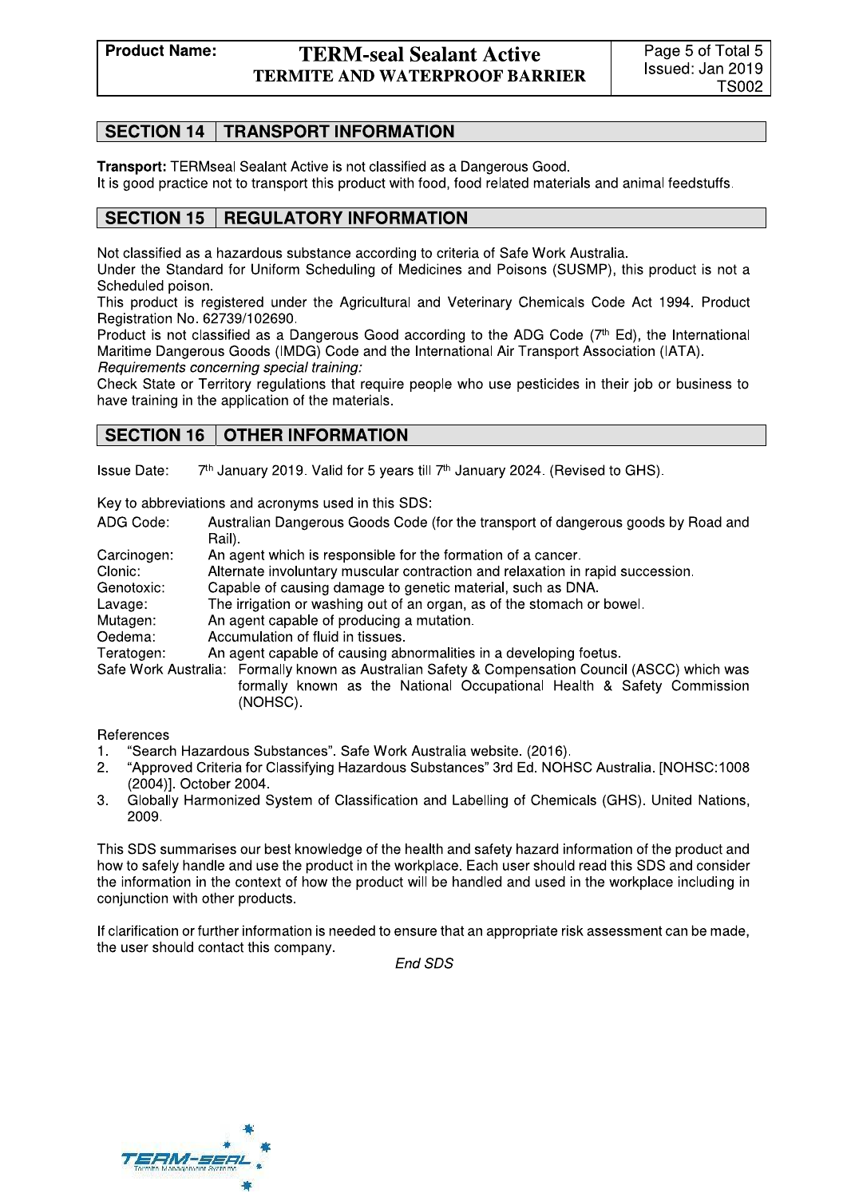## SECTION 14 | TRANSPORT INFORMATION

**Transport:** TERMseal Sealant Active is not classified as a Dangerous Good.
It is good practice not to transport this product with food, food related materials and animal feedstuffs.

## SECTION 15 | REGULATORY INFORMATION

Not classified as a hazardous substance according to criteria of Safe Work Australia.
Under the Standard for Uniform Scheduling of Medicines and Poisons (SUSMP), this product is not a Scheduled poison.
This product is registered under the Agricultural and Veterinary Chemicals Code Act 1994. Product Registration No. 62739/102690.
Product is not classified as a Dangerous Good according to the ADG Code (7th Ed), the International Maritime Dangerous Goods (IMDG) Code and the International Air Transport Association (IATA).
*Requirements concerning special training:*
Check State or Territory regulations that require people who use pesticides in their job or business to have training in the application of the materials.

## SECTION 16 | OTHER INFORMATION

Issue Date: 7th January 2019. Valid for 5 years till 7th January 2024. (Revised to GHS).

Key to abbreviations and acronyms used in this SDS:

| | |
|---|---|
| ADG Code: | Australian Dangerous Goods Code (for the transport of dangerous goods by Road and Rail). |
| Carcinogen: | An agent which is responsible for the formation of a cancer. |
| Clonic: | Alternate involuntary muscular contraction and relaxation in rapid succession. |
| Genotoxic: | Capable of causing damage to genetic material, such as DNA. |
| Lavage: | The irrigation or washing out of an organ, as of the stomach or bowel. |
| Mutagen: | An agent capable of producing a mutation. |
| Oedema: | Accumulation of fluid in tissues. |
| Teratogen: | An agent capable of causing abnormalities in a developing foetus. |
| Safe Work Australia: | Formally known as Australian Safety & Compensation Council (ASCC) which was formally known as the National Occupational Health & Safety Commission (NOHSC). |

References

1. "Search Hazardous Substances". Safe Work Australia website. (2016).
2. "Approved Criteria for Classifying Hazardous Substances" 3rd Ed. NOHSC Australia. [NOHSC:1008 (2004)]. October 2004.
3. Globally Harmonized System of Classification and Labelling of Chemicals (GHS). United Nations, 2009.

This SDS summarises our best knowledge of the health and safety hazard information of the product and how to safely handle and use the product in the workplace. Each user should read this SDS and consider the information in the context of how the product will be handled and used in the workplace including in conjunction with other products.

If clarification or further information is needed to ensure that an appropriate risk assessment can be made, the user should contact this company.

*End SDS*